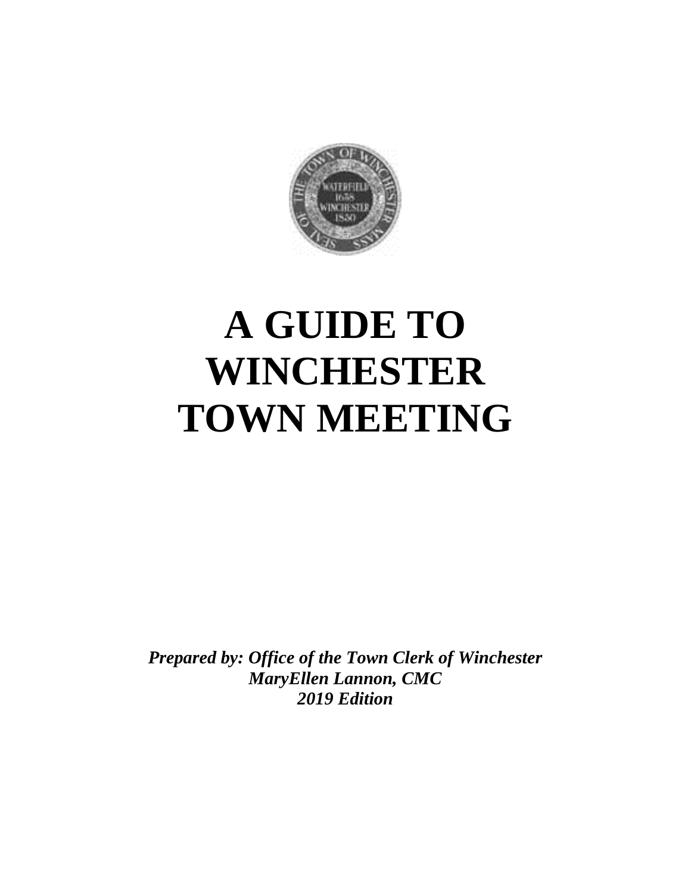# A GUIDE TO WINCHESTER TOWN MEETING

***Prepared by: Office of the Town Clerk of Winchester***
***MaryEllen Lannon, CMC***
***2019 Edition***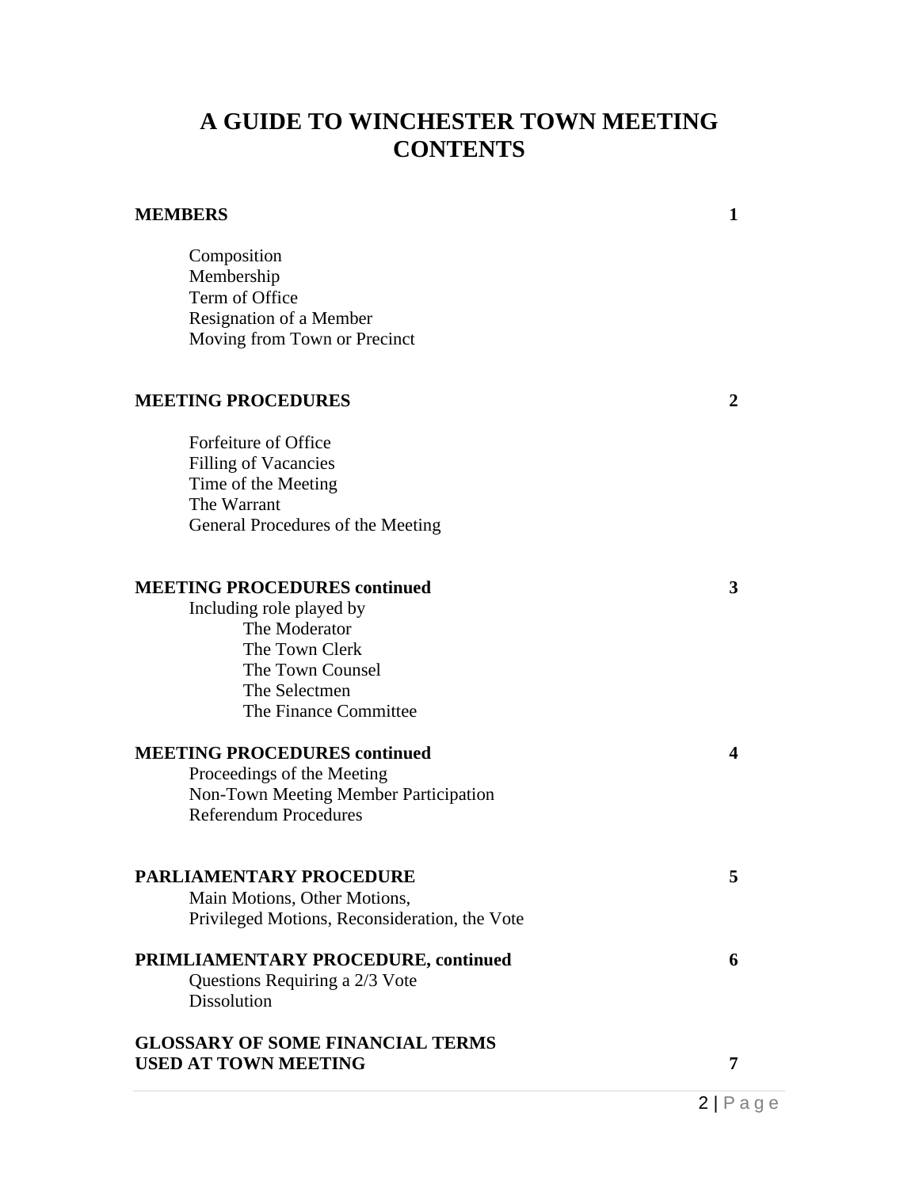# A GUIDE TO WINCHESTER TOWN MEETING CONTENTS

**MEMBERS** **1**

- Composition
- Membership
- Term of Office
- Resignation of a Member
- Moving from Town or Precinct

**MEETING PROCEDURES** **2**

- Forfeiture of Office
- Filling of Vacancies
- Time of the Meeting
- The Warrant
- General Procedures of the Meeting

**MEETING PROCEDURES continued** **3**

Including role played by
- The Moderator
- The Town Clerk
- The Town Counsel
- The Selectmen
- The Finance Committee

**MEETING PROCEDURES continued** **4**

- Proceedings of the Meeting
- Non-Town Meeting Member Participation
- Referendum Procedures

**PARLIAMENTARY PROCEDURE** **5**

- Main Motions, Other Motions,
- Privileged Motions, Reconsideration, the Vote

**PRIMLIAMENTARY PROCEDURE, continued** **6**

- Questions Requiring a 2/3 Vote
- Dissolution

**GLOSSARY OF SOME FINANCIAL TERMS USED AT TOWN MEETING** **7**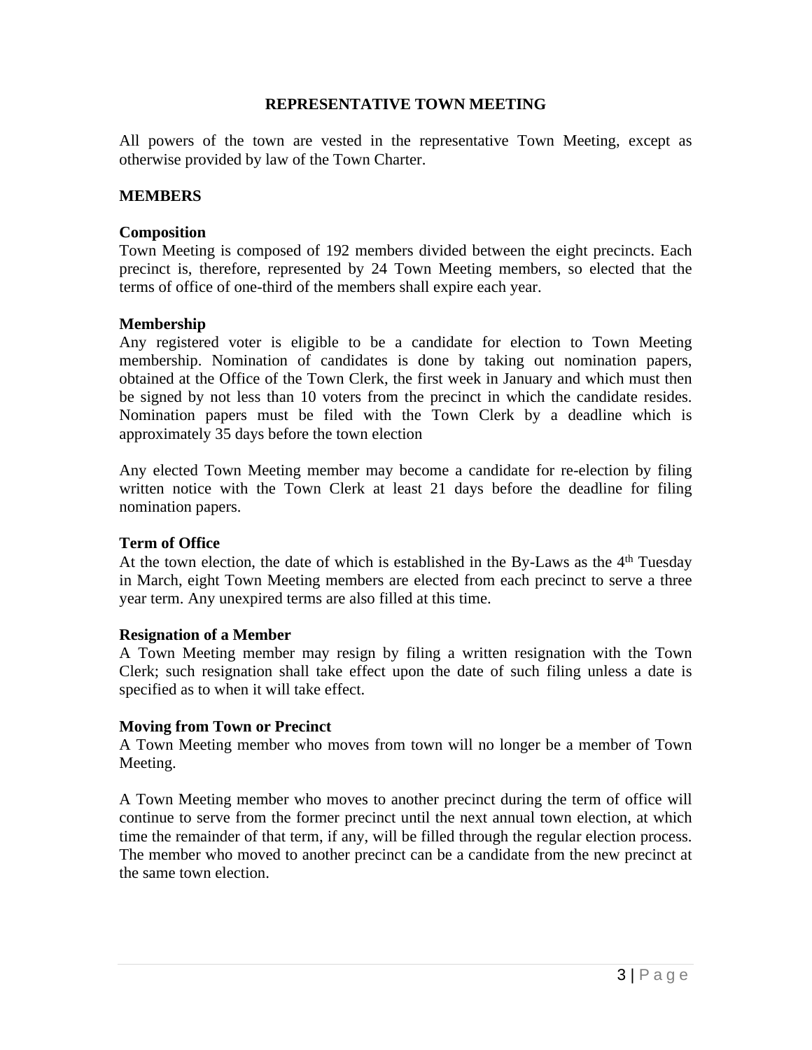## REPRESENTATIVE TOWN MEETING

All powers of the town are vested in the representative Town Meeting, except as otherwise provided by law of the Town Charter.

### MEMBERS

**Composition**

Town Meeting is composed of 192 members divided between the eight precincts. Each precinct is, therefore, represented by 24 Town Meeting members, so elected that the terms of office of one-third of the members shall expire each year.

**Membership**

Any registered voter is eligible to be a candidate for election to Town Meeting membership. Nomination of candidates is done by taking out nomination papers, obtained at the Office of the Town Clerk, the first week in January and which must then be signed by not less than 10 voters from the precinct in which the candidate resides. Nomination papers must be filed with the Town Clerk by a deadline which is approximately 35 days before the town election

Any elected Town Meeting member may become a candidate for re-election by filing written notice with the Town Clerk at least 21 days before the deadline for filing nomination papers.

**Term of Office**

At the town election, the date of which is established in the By-Laws as the 4th Tuesday in March, eight Town Meeting members are elected from each precinct to serve a three year term. Any unexpired terms are also filled at this time.

**Resignation of a Member**

A Town Meeting member may resign by filing a written resignation with the Town Clerk; such resignation shall take effect upon the date of such filing unless a date is specified as to when it will take effect.

**Moving from Town or Precinct**

A Town Meeting member who moves from town will no longer be a member of Town Meeting.

A Town Meeting member who moves to another precinct during the term of office will continue to serve from the former precinct until the next annual town election, at which time the remainder of that term, if any, will be filled through the regular election process. The member who moved to another precinct can be a candidate from the new precinct at the same town election.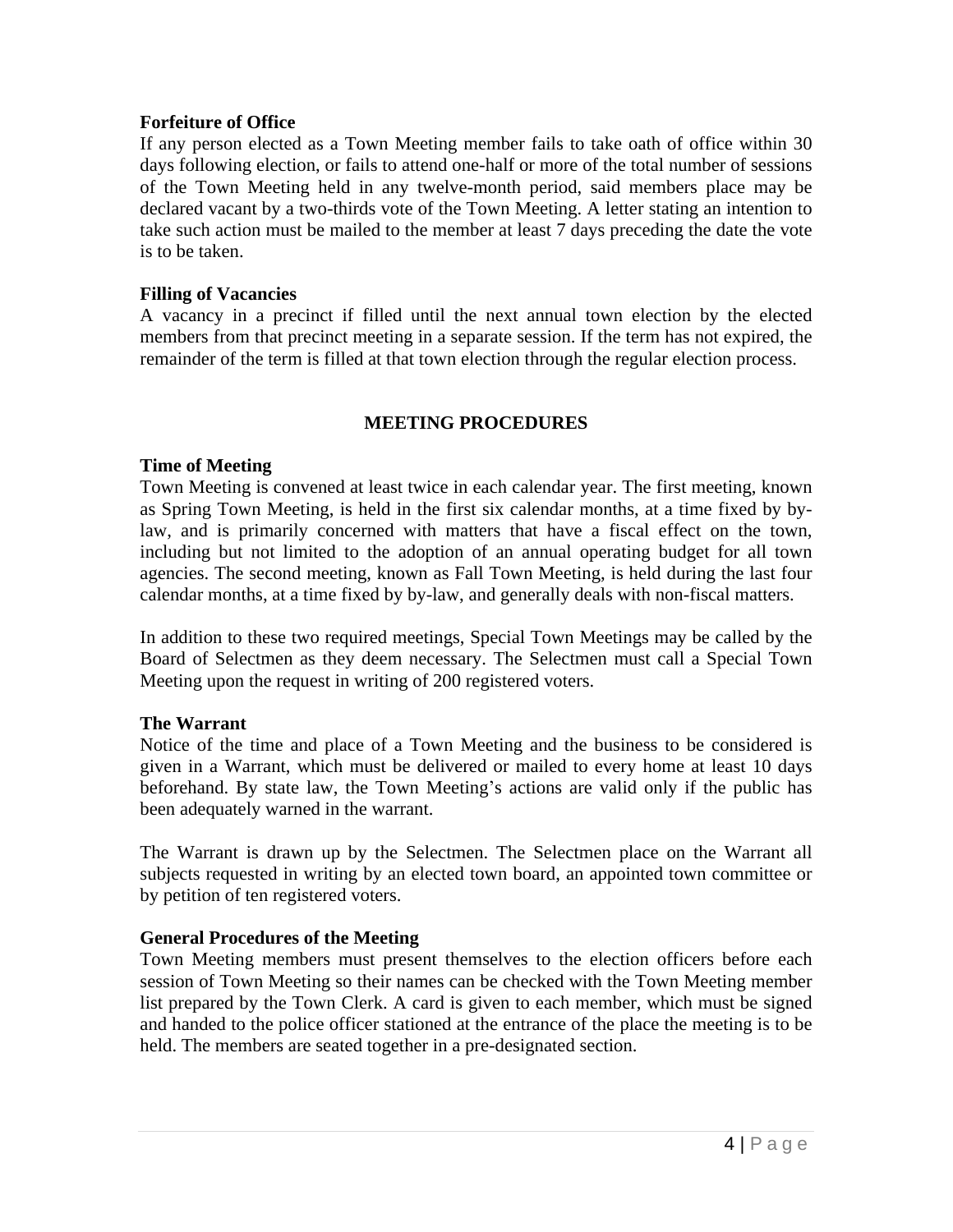**Forfeiture of Office**

If any person elected as a Town Meeting member fails to take oath of office within 30 days following election, or fails to attend one-half or more of the total number of sessions of the Town Meeting held in any twelve-month period, said members place may be declared vacant by a two-thirds vote of the Town Meeting. A letter stating an intention to take such action must be mailed to the member at least 7 days preceding the date the vote is to be taken.

**Filling of Vacancies**

A vacancy in a precinct if filled until the next annual town election by the elected members from that precinct meeting in a separate session. If the term has not expired, the remainder of the term is filled at that town election through the regular election process.

## MEETING PROCEDURES

**Time of Meeting**

Town Meeting is convened at least twice in each calendar year. The first meeting, known as Spring Town Meeting, is held in the first six calendar months, at a time fixed by by-law, and is primarily concerned with matters that have a fiscal effect on the town, including but not limited to the adoption of an annual operating budget for all town agencies. The second meeting, known as Fall Town Meeting, is held during the last four calendar months, at a time fixed by by-law, and generally deals with non-fiscal matters.

In addition to these two required meetings, Special Town Meetings may be called by the Board of Selectmen as they deem necessary. The Selectmen must call a Special Town Meeting upon the request in writing of 200 registered voters.

**The Warrant**

Notice of the time and place of a Town Meeting and the business to be considered is given in a Warrant, which must be delivered or mailed to every home at least 10 days beforehand. By state law, the Town Meeting's actions are valid only if the public has been adequately warned in the warrant.

The Warrant is drawn up by the Selectmen. The Selectmen place on the Warrant all subjects requested in writing by an elected town board, an appointed town committee or by petition of ten registered voters.

**General Procedures of the Meeting**

Town Meeting members must present themselves to the election officers before each session of Town Meeting so their names can be checked with the Town Meeting member list prepared by the Town Clerk. A card is given to each member, which must be signed and handed to the police officer stationed at the entrance of the place the meeting is to be held. The members are seated together in a pre-designated section.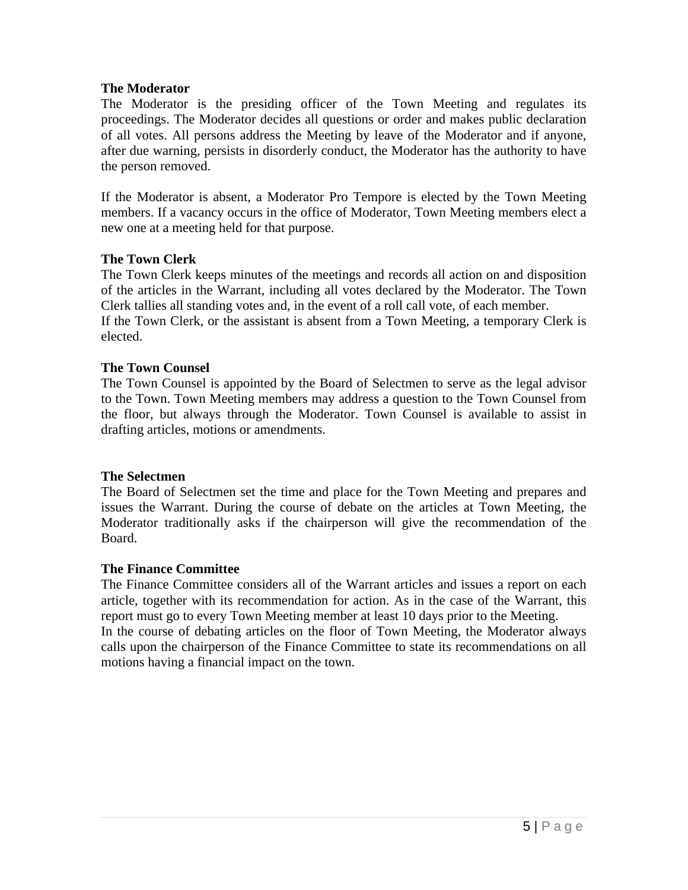**The Moderator**

The Moderator is the presiding officer of the Town Meeting and regulates its proceedings. The Moderator decides all questions or order and makes public declaration of all votes. All persons address the Meeting by leave of the Moderator and if anyone, after due warning, persists in disorderly conduct, the Moderator has the authority to have the person removed.

If the Moderator is absent, a Moderator Pro Tempore is elected by the Town Meeting members. If a vacancy occurs in the office of Moderator, Town Meeting members elect a new one at a meeting held for that purpose.

**The Town Clerk**

The Town Clerk keeps minutes of the meetings and records all action on and disposition of the articles in the Warrant, including all votes declared by the Moderator. The Town Clerk tallies all standing votes and, in the event of a roll call vote, of each member.

If the Town Clerk, or the assistant is absent from a Town Meeting, a temporary Clerk is elected.

**The Town Counsel**

The Town Counsel is appointed by the Board of Selectmen to serve as the legal advisor to the Town. Town Meeting members may address a question to the Town Counsel from the floor, but always through the Moderator. Town Counsel is available to assist in drafting articles, motions or amendments.

**The Selectmen**

The Board of Selectmen set the time and place for the Town Meeting and prepares and issues the Warrant. During the course of debate on the articles at Town Meeting, the Moderator traditionally asks if the chairperson will give the recommendation of the Board.

**The Finance Committee**

The Finance Committee considers all of the Warrant articles and issues a report on each article, together with its recommendation for action. As in the case of the Warrant, this report must go to every Town Meeting member at least 10 days prior to the Meeting.

In the course of debating articles on the floor of Town Meeting, the Moderator always calls upon the chairperson of the Finance Committee to state its recommendations on all motions having a financial impact on the town.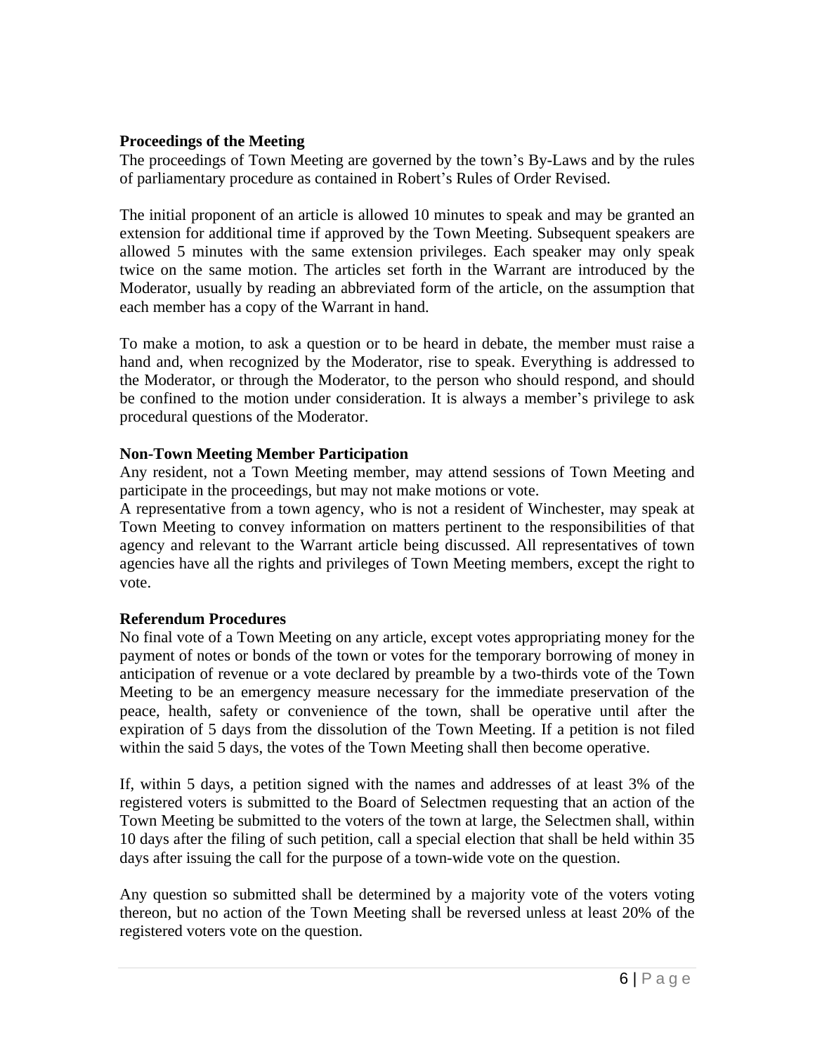**Proceedings of the Meeting**

The proceedings of Town Meeting are governed by the town's By-Laws and by the rules of parliamentary procedure as contained in Robert's Rules of Order Revised.

The initial proponent of an article is allowed 10 minutes to speak and may be granted an extension for additional time if approved by the Town Meeting. Subsequent speakers are allowed 5 minutes with the same extension privileges. Each speaker may only speak twice on the same motion. The articles set forth in the Warrant are introduced by the Moderator, usually by reading an abbreviated form of the article, on the assumption that each member has a copy of the Warrant in hand.

To make a motion, to ask a question or to be heard in debate, the member must raise a hand and, when recognized by the Moderator, rise to speak. Everything is addressed to the Moderator, or through the Moderator, to the person who should respond, and should be confined to the motion under consideration. It is always a member's privilege to ask procedural questions of the Moderator.

**Non-Town Meeting Member Participation**

Any resident, not a Town Meeting member, may attend sessions of Town Meeting and participate in the proceedings, but may not make motions or vote.

A representative from a town agency, who is not a resident of Winchester, may speak at Town Meeting to convey information on matters pertinent to the responsibilities of that agency and relevant to the Warrant article being discussed. All representatives of town agencies have all the rights and privileges of Town Meeting members, except the right to vote.

**Referendum Procedures**

No final vote of a Town Meeting on any article, except votes appropriating money for the payment of notes or bonds of the town or votes for the temporary borrowing of money in anticipation of revenue or a vote declared by preamble by a two-thirds vote of the Town Meeting to be an emergency measure necessary for the immediate preservation of the peace, health, safety or convenience of the town, shall be operative until after the expiration of 5 days from the dissolution of the Town Meeting. If a petition is not filed within the said 5 days, the votes of the Town Meeting shall then become operative.

If, within 5 days, a petition signed with the names and addresses of at least 3% of the registered voters is submitted to the Board of Selectmen requesting that an action of the Town Meeting be submitted to the voters of the town at large, the Selectmen shall, within 10 days after the filing of such petition, call a special election that shall be held within 35 days after issuing the call for the purpose of a town-wide vote on the question.

Any question so submitted shall be determined by a majority vote of the voters voting thereon, but no action of the Town Meeting shall be reversed unless at least 20% of the registered voters vote on the question.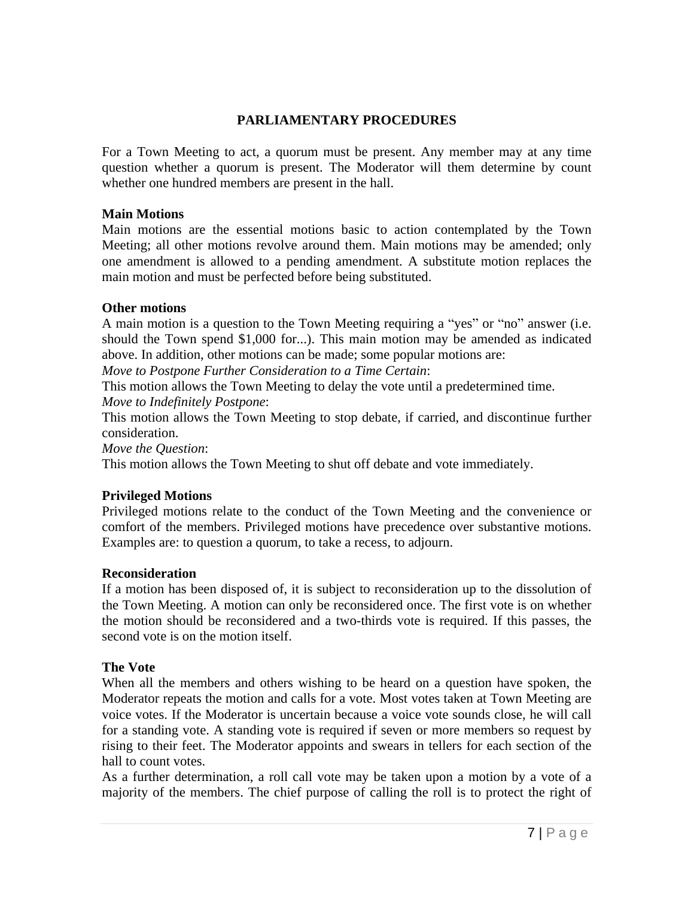## PARLIAMENTARY PROCEDURES

For a Town Meeting to act, a quorum must be present. Any member may at any time question whether a quorum is present. The Moderator will them determine by count whether one hundred members are present in the hall.

**Main Motions**

Main motions are the essential motions basic to action contemplated by the Town Meeting; all other motions revolve around them. Main motions may be amended; only one amendment is allowed to a pending amendment. A substitute motion replaces the main motion and must be perfected before being substituted.

**Other motions**

A main motion is a question to the Town Meeting requiring a "yes" or "no" answer (i.e. should the Town spend $1,000 for...). This main motion may be amended as indicated above. In addition, other motions can be made; some popular motions are:

*Move to Postpone Further Consideration to a Time Certain*:

This motion allows the Town Meeting to delay the vote until a predetermined time.

*Move to Indefinitely Postpone*:

This motion allows the Town Meeting to stop debate, if carried, and discontinue further consideration.

*Move the Question*:

This motion allows the Town Meeting to shut off debate and vote immediately.

**Privileged Motions**

Privileged motions relate to the conduct of the Town Meeting and the convenience or comfort of the members. Privileged motions have precedence over substantive motions. Examples are: to question a quorum, to take a recess, to adjourn.

**Reconsideration**

If a motion has been disposed of, it is subject to reconsideration up to the dissolution of the Town Meeting. A motion can only be reconsidered once. The first vote is on whether the motion should be reconsidered and a two-thirds vote is required. If this passes, the second vote is on the motion itself.

**The Vote**

When all the members and others wishing to be heard on a question have spoken, the Moderator repeats the motion and calls for a vote. Most votes taken at Town Meeting are voice votes. If the Moderator is uncertain because a voice vote sounds close, he will call for a standing vote. A standing vote is required if seven or more members so request by rising to their feet. The Moderator appoints and swears in tellers for each section of the hall to count votes.

As a further determination, a roll call vote may be taken upon a motion by a vote of a majority of the members. The chief purpose of calling the roll is to protect the right of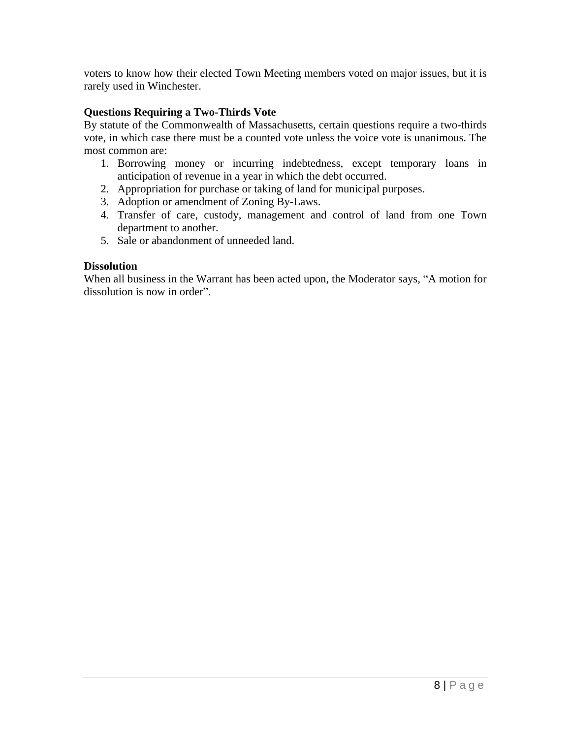voters to know how their elected Town Meeting members voted on major issues, but it is rarely used in Winchester.

**Questions Requiring a Two-Thirds Vote**

By statute of the Commonwealth of Massachusetts, certain questions require a two-thirds vote, in which case there must be a counted vote unless the voice vote is unanimous. The most common are:

1. Borrowing money or incurring indebtedness, except temporary loans in anticipation of revenue in a year in which the debt occurred.
2. Appropriation for purchase or taking of land for municipal purposes.
3. Adoption or amendment of Zoning By-Laws.
4. Transfer of care, custody, management and control of land from one Town department to another.
5. Sale or abandonment of unneeded land.

**Dissolution**

When all business in the Warrant has been acted upon, the Moderator says, "A motion for dissolution is now in order".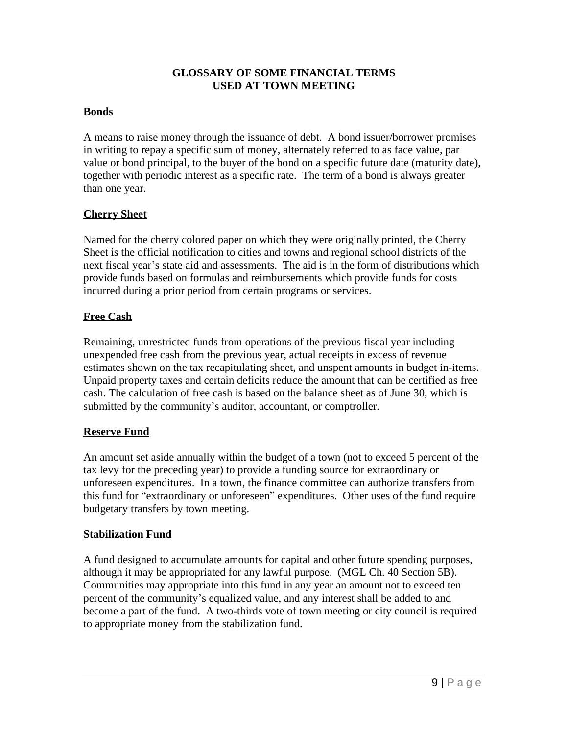# GLOSSARY OF SOME FINANCIAL TERMS USED AT TOWN MEETING

## Bonds

A means to raise money through the issuance of debt. A bond issuer/borrower promises in writing to repay a specific sum of money, alternately referred to as face value, par value or bond principal, to the buyer of the bond on a specific future date (maturity date), together with periodic interest as a specific rate. The term of a bond is always greater than one year.

## Cherry Sheet

Named for the cherry colored paper on which they were originally printed, the Cherry Sheet is the official notification to cities and towns and regional school districts of the next fiscal year's state aid and assessments. The aid is in the form of distributions which provide funds based on formulas and reimbursements which provide funds for costs incurred during a prior period from certain programs or services.

## Free Cash

Remaining, unrestricted funds from operations of the previous fiscal year including unexpended free cash from the previous year, actual receipts in excess of revenue estimates shown on the tax recapitulating sheet, and unspent amounts in budget in-items. Unpaid property taxes and certain deficits reduce the amount that can be certified as free cash. The calculation of free cash is based on the balance sheet as of June 30, which is submitted by the community's auditor, accountant, or comptroller.

## Reserve Fund

An amount set aside annually within the budget of a town (not to exceed 5 percent of the tax levy for the preceding year) to provide a funding source for extraordinary or unforeseen expenditures. In a town, the finance committee can authorize transfers from this fund for "extraordinary or unforeseen" expenditures. Other uses of the fund require budgetary transfers by town meeting.

## Stabilization Fund

A fund designed to accumulate amounts for capital and other future spending purposes, although it may be appropriated for any lawful purpose. (MGL Ch. 40 Section 5B). Communities may appropriate into this fund in any year an amount not to exceed ten percent of the community's equalized value, and any interest shall be added to and become a part of the fund. A two-thirds vote of town meeting or city council is required to appropriate money from the stabilization fund.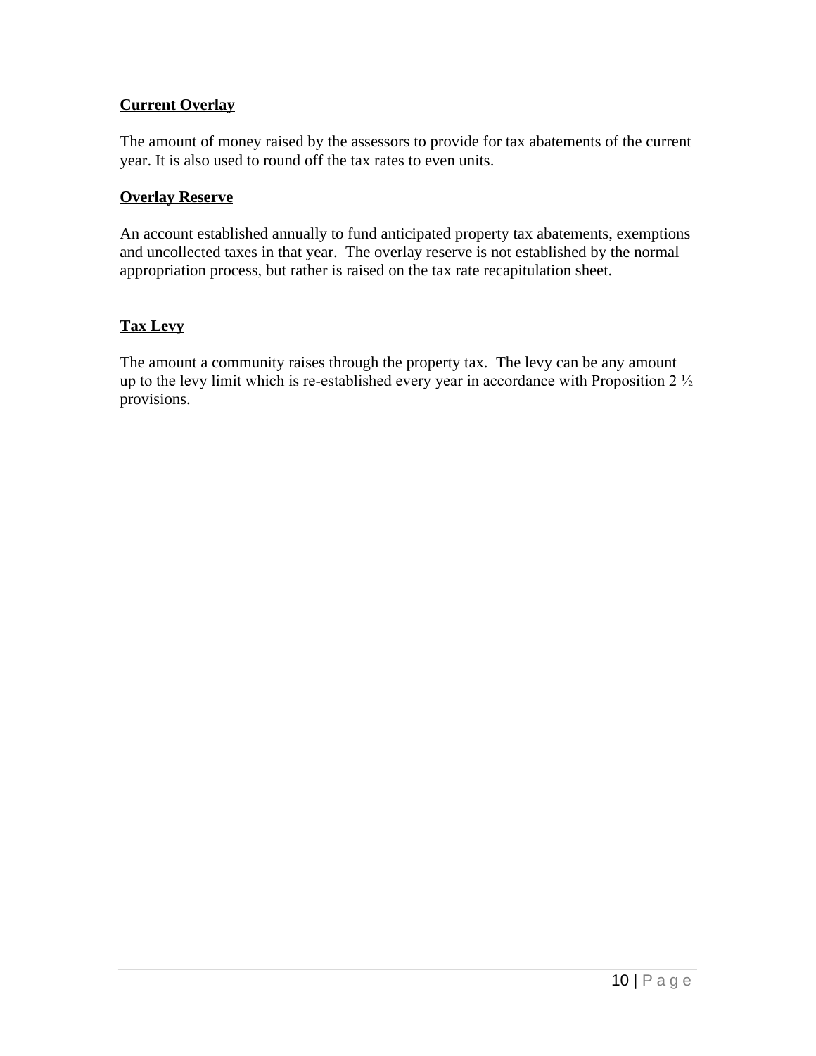**Current Overlay**

The amount of money raised by the assessors to provide for tax abatements of the current year. It is also used to round off the tax rates to even units.

**Overlay Reserve**

An account established annually to fund anticipated property tax abatements, exemptions and uncollected taxes in that year. The overlay reserve is not established by the normal appropriation process, but rather is raised on the tax rate recapitulation sheet.

**Tax Levy**

The amount a community raises through the property tax. The levy can be any amount up to the levy limit which is re-established every year in accordance with Proposition 2 ½ provisions.